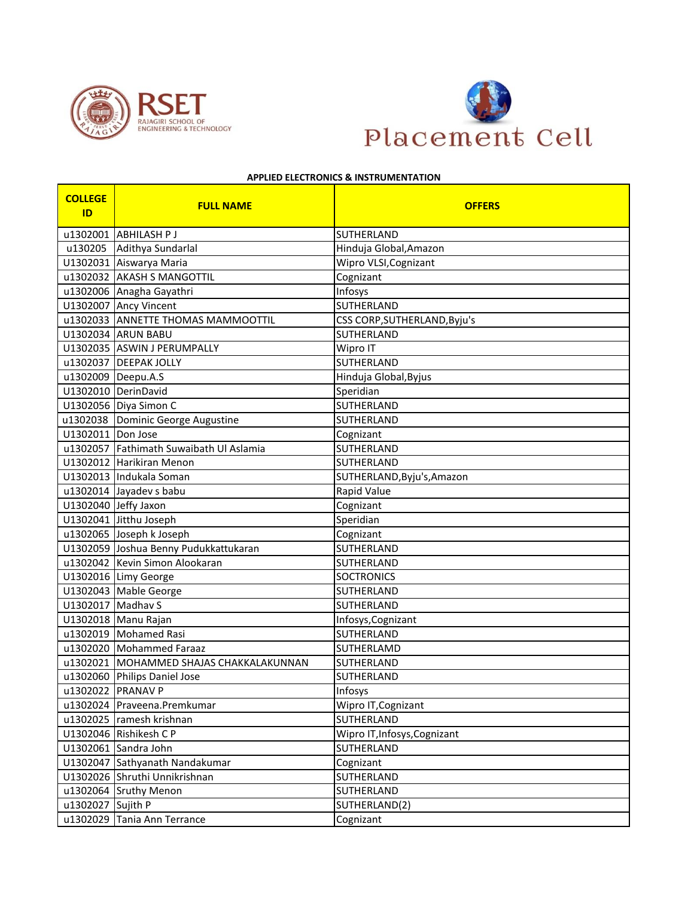RSET
RAJAGIRI SCHOOL OF ENGINEERING & TECHNOLOGY

Placement Cell

## APPLIED ELECTRONICS & INSTRUMENTATION

| COLLEGE ID | FULL NAME | OFFERS |
|---|---|---|
| u1302001 | ABHILASH P J | SUTHERLAND |
| u130205 | Adithya Sundarlal | Hinduja Global,Amazon |
| U1302031 | Aiswarya Maria | Wipro VLSI,Cognizant |
| u1302032 | AKASH S MANGOTTIL | Cognizant |
| u1302006 | Anagha Gayathri | Infosys |
| U1302007 | Ancy Vincent | SUTHERLAND |
| u1302033 | ANNETTE THOMAS MAMMOOTTIL | CSS CORP,SUTHERLAND,Byju's |
| U1302034 | ARUN BABU | SUTHERLAND |
| U1302035 | ASWIN J PERUMPALLY | Wipro IT |
| u1302037 | DEEPAK JOLLY | SUTHERLAND |
| u1302009 | Deepu.A.S | Hinduja Global,Byjus |
| U1302010 | DerinDavid | Speridian |
| U1302056 | Diya Simon C | SUTHERLAND |
| u1302038 | Dominic George Augustine | SUTHERLAND |
| U1302011 | Don Jose | Cognizant |
| u1302057 | Fathimath Suwaibath Ul Aslamia | SUTHERLAND |
| U1302012 | Harikiran Menon | SUTHERLAND |
| U1302013 | Indukala Soman | SUTHERLAND,Byju's,Amazon |
| u1302014 | Jayadev s babu | Rapid Value |
| U1302040 | Jeffy Jaxon | Cognizant |
| U1302041 | Jitthu Joseph | Speridian |
| u1302065 | Joseph k Joseph | Cognizant |
| U1302059 | Joshua Benny Pudukkattukaran | SUTHERLAND |
| u1302042 | Kevin Simon Alookaran | SUTHERLAND |
| U1302016 | Limy George | SOCTRONICS |
| U1302043 | Mable George | SUTHERLAND |
| U1302017 | Madhav S | SUTHERLAND |
| U1302018 | Manu Rajan | Infosys,Cognizant |
| u1302019 | Mohamed Rasi | SUTHERLAND |
| u1302020 | Mohammed Faraaz | SUTHERLAMD |
| u1302021 | MOHAMMED SHAJAS CHAKKALAKUNNAN | SUTHERLAND |
| u1302060 | Philips Daniel Jose | SUTHERLAND |
| u1302022 | PRANAV P | Infosys |
| u1302024 | Praveena.Premkumar | Wipro IT,Cognizant |
| u1302025 | ramesh krishnan | SUTHERLAND |
| U1302046 | Rishikesh C P | Wipro IT,Infosys,Cognizant |
| U1302061 | Sandra John | SUTHERLAND |
| U1302047 | Sathyanath Nandakumar | Cognizant |
| U1302026 | Shruthi Unnikrishnan | SUTHERLAND |
| u1302064 | Sruthy Menon | SUTHERLAND |
| u1302027 | Sujith P | SUTHERLAND(2) |
| u1302029 | Tania Ann Terrance | Cognizant |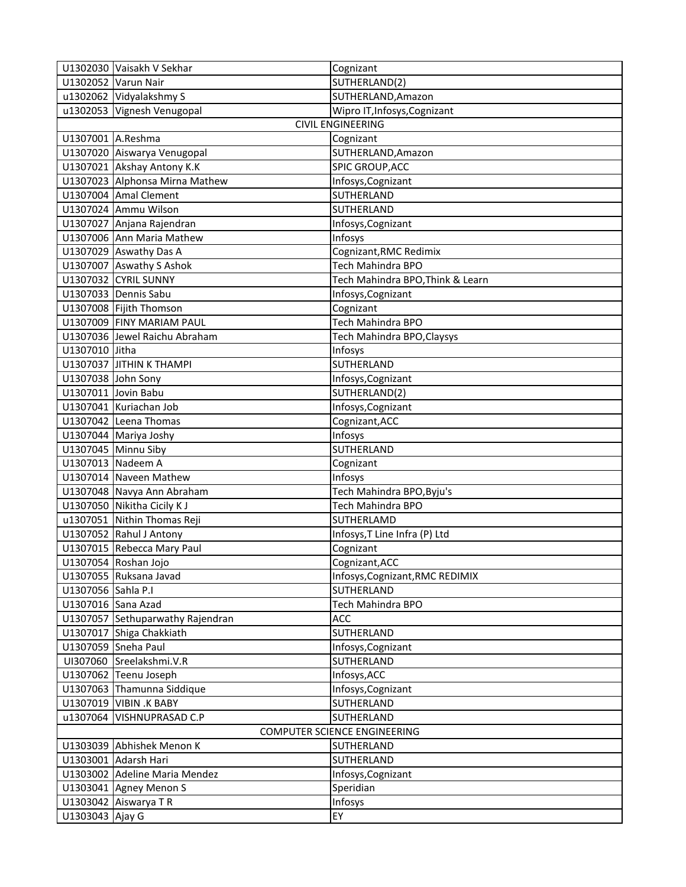| | | |
|---|---|---|
| U1302030 | Vaisakh V Sekhar | Cognizant |
| U1302052 | Varun Nair | SUTHERLAND(2) |
| u1302062 | Vidyalakshmy S | SUTHERLAND,Amazon |
| u1302053 | Vignesh Venugopal | Wipro IT,Infosys,Cognizant |
| CIVIL ENGINEERING | | |
| U1307001 | A.Reshma | Cognizant |
| U1307020 | Aiswarya Venugopal | SUTHERLAND,Amazon |
| U1307021 | Akshay Antony K.K | SPIC GROUP,ACC |
| U1307023 | Alphonsa Mirna Mathew | Infosys,Cognizant |
| U1307004 | Amal Clement | SUTHERLAND |
| U1307024 | Ammu Wilson | SUTHERLAND |
| U1307027 | Anjana Rajendran | Infosys,Cognizant |
| U1307006 | Ann Maria Mathew | Infosys |
| U1307029 | Aswathy Das A | Cognizant,RMC Redimix |
| U1307007 | Aswathy S Ashok | Tech Mahindra BPO |
| U1307032 | CYRIL SUNNY | Tech Mahindra BPO,Think & Learn |
| U1307033 | Dennis Sabu | Infosys,Cognizant |
| U1307008 | Fijith Thomson | Cognizant |
| U1307009 | FINY MARIAM PAUL | Tech Mahindra BPO |
| U1307036 | Jewel Raichu Abraham | Tech Mahindra BPO,Claysys |
| U1307010 | Jitha | Infosys |
| U1307037 | JITHIN K THAMPI | SUTHERLAND |
| U1307038 | John Sony | Infosys,Cognizant |
| U1307011 | Jovin Babu | SUTHERLAND(2) |
| U1307041 | Kuriachan Job | Infosys,Cognizant |
| U1307042 | Leena Thomas | Cognizant,ACC |
| U1307044 | Mariya Joshy | Infosys |
| U1307045 | Minnu Siby | SUTHERLAND |
| U1307013 | Nadeem A | Cognizant |
| U1307014 | Naveen Mathew | Infosys |
| U1307048 | Navya Ann Abraham | Tech Mahindra BPO,Byju's |
| U1307050 | Nikitha Cicily K J | Tech Mahindra BPO |
| u1307051 | Nithin Thomas Reji | SUTHERLAMD |
| U1307052 | Rahul J Antony | Infosys,T Line Infra (P) Ltd |
| U1307015 | Rebecca Mary Paul | Cognizant |
| U1307054 | Roshan Jojo | Cognizant,ACC |
| U1307055 | Ruksana Javad | Infosys,Cognizant,RMC REDIMIX |
| U1307056 | Sahla P.I | SUTHERLAND |
| U1307016 | Sana Azad | Tech Mahindra BPO |
| U1307057 | Sethuparwathy Rajendran | ACC |
| U1307017 | Shiga Chakkiath | SUTHERLAND |
| U1307059 | Sneha Paul | Infosys,Cognizant |
| UI307060 | Sreelakshmi.V.R | SUTHERLAND |
| U1307062 | Teenu Joseph | Infosys,ACC |
| U1307063 | Thamunna Siddique | Infosys,Cognizant |
| U1307019 | VIBIN .K BABY | SUTHERLAND |
| u1307064 | VISHNUPRASAD C.P | SUTHERLAND |
| COMPUTER SCIENCE ENGINEERING | | |
| U1303039 | Abhishek Menon K | SUTHERLAND |
| U1303001 | Adarsh Hari | SUTHERLAND |
| U1303002 | Adeline Maria Mendez | Infosys,Cognizant |
| U1303041 | Agney Menon S | Speridian |
| U1303042 | Aiswarya T R | Infosys |
| U1303043 | Ajay G | EY |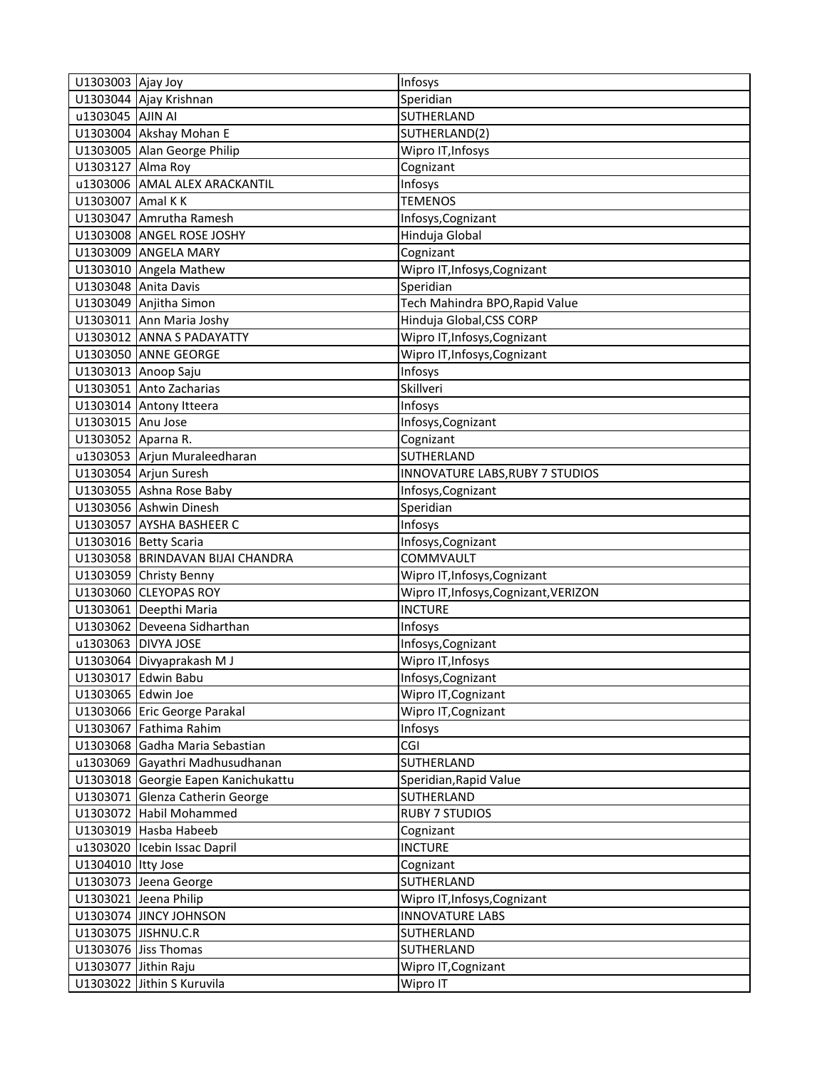| | | |
|---|---|---|
| U1303003 | Ajay Joy | Infosys |
| U1303044 | Ajay Krishnan | Speridian |
| u1303045 | AJIN AI | SUTHERLAND |
| U1303004 | Akshay Mohan E | SUTHERLAND(2) |
| U1303005 | Alan George Philip | Wipro IT,Infosys |
| U1303127 | Alma Roy | Cognizant |
| u1303006 | AMAL ALEX ARACKANTIL | Infosys |
| U1303007 | Amal K K | TEMENOS |
| U1303047 | Amrutha Ramesh | Infosys,Cognizant |
| U1303008 | ANGEL ROSE JOSHY | Hinduja Global |
| U1303009 | ANGELA MARY | Cognizant |
| U1303010 | Angela Mathew | Wipro IT,Infosys,Cognizant |
| U1303048 | Anita Davis | Speridian |
| U1303049 | Anjitha Simon | Tech Mahindra BPO,Rapid Value |
| U1303011 | Ann Maria Joshy | Hinduja Global,CSS CORP |
| U1303012 | ANNA S PADAYATTY | Wipro IT,Infosys,Cognizant |
| U1303050 | ANNE GEORGE | Wipro IT,Infosys,Cognizant |
| U1303013 | Anoop Saju | Infosys |
| U1303051 | Anto Zacharias | Skillveri |
| U1303014 | Antony Itteera | Infosys |
| U1303015 | Anu Jose | Infosys,Cognizant |
| U1303052 | Aparna R. | Cognizant |
| u1303053 | Arjun Muraleedharan | SUTHERLAND |
| U1303054 | Arjun Suresh | INNOVATURE LABS,RUBY 7 STUDIOS |
| U1303055 | Ashna Rose Baby | Infosys,Cognizant |
| U1303056 | Ashwin Dinesh | Speridian |
| U1303057 | AYSHA BASHEER C | Infosys |
| U1303016 | Betty Scaria | Infosys,Cognizant |
| U1303058 | BRINDAVAN BIJAI CHANDRA | COMMVAULT |
| U1303059 | Christy Benny | Wipro IT,Infosys,Cognizant |
| U1303060 | CLEYOPAS ROY | Wipro IT,Infosys,Cognizant,VERIZON |
| U1303061 | Deepthi Maria | INCTURE |
| U1303062 | Deveena Sidharthan | Infosys |
| u1303063 | DIVYA JOSE | Infosys,Cognizant |
| U1303064 | Divyaprakash M J | Wipro IT,Infosys |
| U1303017 | Edwin Babu | Infosys,Cognizant |
| U1303065 | Edwin Joe | Wipro IT,Cognizant |
| U1303066 | Eric George Parakal | Wipro IT,Cognizant |
| U1303067 | Fathima Rahim | Infosys |
| U1303068 | Gadha Maria Sebastian | CGI |
| u1303069 | Gayathri Madhusudhanan | SUTHERLAND |
| U1303018 | Georgie Eapen Kanichukattu | Speridian,Rapid Value |
| U1303071 | Glenza Catherin George | SUTHERLAND |
| U1303072 | Habil Mohammed | RUBY 7 STUDIOS |
| U1303019 | Hasba Habeeb | Cognizant |
| u1303020 | Icebin Issac Dapril | INCTURE |
| U1304010 | Itty Jose | Cognizant |
| U1303073 | Jeena George | SUTHERLAND |
| U1303021 | Jeena Philip | Wipro IT,Infosys,Cognizant |
| U1303074 | JINCY JOHNSON | INNOVATURE LABS |
| U1303075 | JISHNU.C.R | SUTHERLAND |
| U1303076 | Jiss Thomas | SUTHERLAND |
| U1303077 | Jithin Raju | Wipro IT,Cognizant |
| U1303022 | Jithin S Kuruvila | Wipro IT |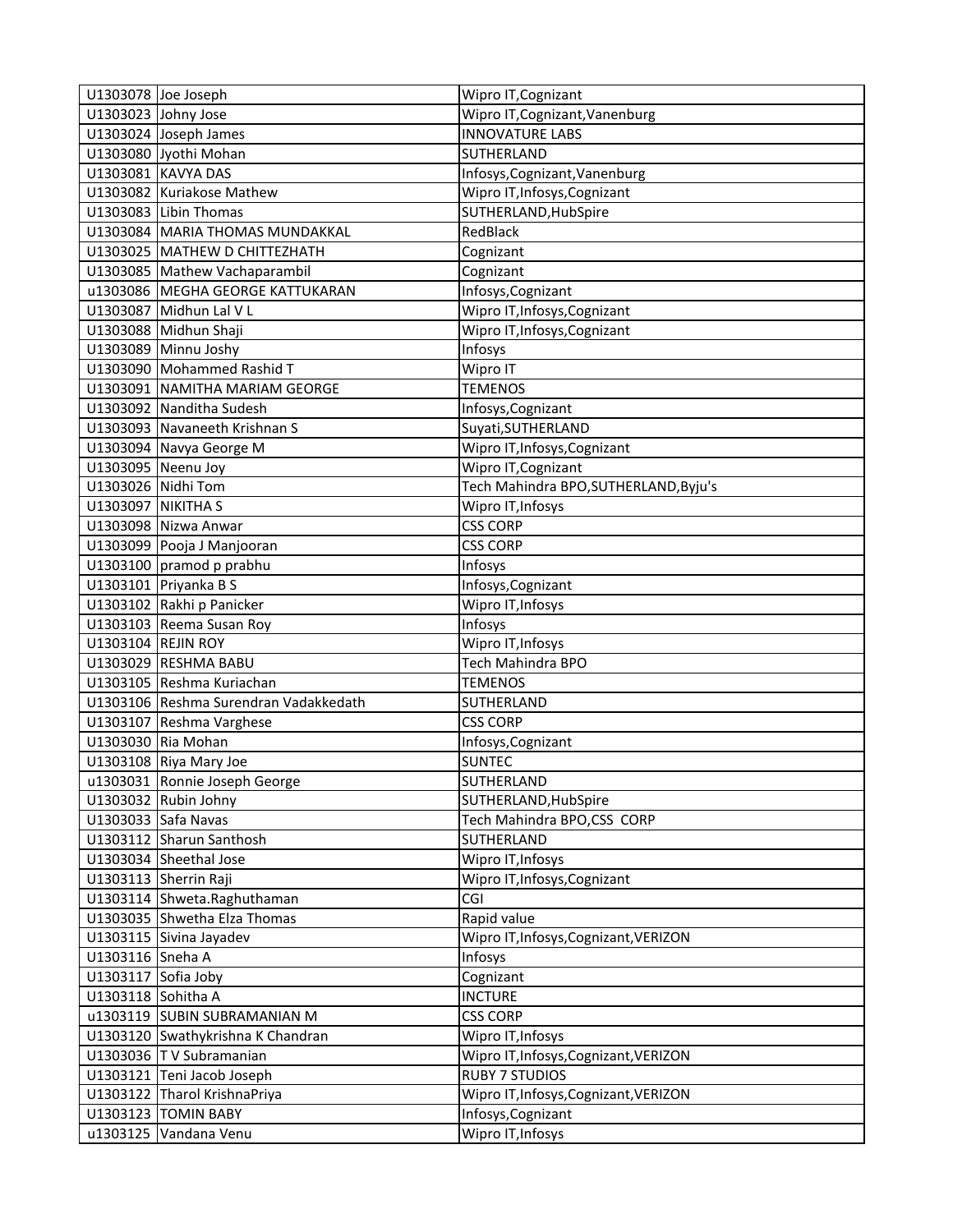| | | |
|---|---|---|
| U1303078 | Joe Joseph | Wipro IT,Cognizant |
| U1303023 | Johny Jose | Wipro IT,Cognizant,Vanenburg |
| U1303024 | Joseph James | INNOVATURE LABS |
| U1303080 | Jyothi Mohan | SUTHERLAND |
| U1303081 | KAVYA DAS | Infosys,Cognizant,Vanenburg |
| U1303082 | Kuriakose Mathew | Wipro IT,Infosys,Cognizant |
| U1303083 | Libin Thomas | SUTHERLAND,HubSpire |
| U1303084 | MARIA THOMAS MUNDAKKAL | RedBlack |
| U1303025 | MATHEW D CHITTEZHATH | Cognizant |
| U1303085 | Mathew Vachaparambil | Cognizant |
| u1303086 | MEGHA GEORGE KATTUKARAN | Infosys,Cognizant |
| U1303087 | Midhun Lal V L | Wipro IT,Infosys,Cognizant |
| U1303088 | Midhun Shaji | Wipro IT,Infosys,Cognizant |
| U1303089 | Minnu Joshy | Infosys |
| U1303090 | Mohammed Rashid T | Wipro IT |
| U1303091 | NAMITHA MARIAM GEORGE | TEMENOS |
| U1303092 | Nanditha Sudesh | Infosys,Cognizant |
| U1303093 | Navaneeth Krishnan S | Suyati,SUTHERLAND |
| U1303094 | Navya George M | Wipro IT,Infosys,Cognizant |
| U1303095 | Neenu Joy | Wipro IT,Cognizant |
| U1303026 | Nidhi Tom | Tech Mahindra BPO,SUTHERLAND,Byju's |
| U1303097 | NIKITHA S | Wipro IT,Infosys |
| U1303098 | Nizwa Anwar | CSS CORP |
| U1303099 | Pooja J Manjooran | CSS CORP |
| U1303100 | pramod p prabhu | Infosys |
| U1303101 | Priyanka B S | Infosys,Cognizant |
| U1303102 | Rakhi p Panicker | Wipro IT,Infosys |
| U1303103 | Reema Susan Roy | Infosys |
| U1303104 | REJIN ROY | Wipro IT,Infosys |
| U1303029 | RESHMA BABU | Tech Mahindra BPO |
| U1303105 | Reshma Kuriachan | TEMENOS |
| U1303106 | Reshma Surendran Vadakkedath | SUTHERLAND |
| U1303107 | Reshma Varghese | CSS CORP |
| U1303030 | Ria Mohan | Infosys,Cognizant |
| U1303108 | Riya Mary Joe | SUNTEC |
| u1303031 | Ronnie Joseph George | SUTHERLAND |
| U1303032 | Rubin Johny | SUTHERLAND,HubSpire |
| U1303033 | Safa Navas | Tech Mahindra BPO,CSS CORP |
| U1303112 | Sharun Santhosh | SUTHERLAND |
| U1303034 | Sheethal Jose | Wipro IT,Infosys |
| U1303113 | Sherrin Raji | Wipro IT,Infosys,Cognizant |
| U1303114 | Shweta.Raghuthaman | CGI |
| U1303035 | Shwetha Elza Thomas | Rapid value |
| U1303115 | Sivina Jayadev | Wipro IT,Infosys,Cognizant,VERIZON |
| U1303116 | Sneha A | Infosys |
| U1303117 | Sofia Joby | Cognizant |
| U1303118 | Sohitha A | INCTURE |
| u1303119 | SUBIN SUBRAMANIAN M | CSS CORP |
| U1303120 | Swathykrishna K Chandran | Wipro IT,Infosys |
| U1303036 | T V Subramanian | Wipro IT,Infosys,Cognizant,VERIZON |
| U1303121 | Teni Jacob Joseph | RUBY 7 STUDIOS |
| U1303122 | Tharol KrishnaPriya | Wipro IT,Infosys,Cognizant,VERIZON |
| U1303123 | TOMIN BABY | Infosys,Cognizant |
| u1303125 | Vandana Venu | Wipro IT,Infosys |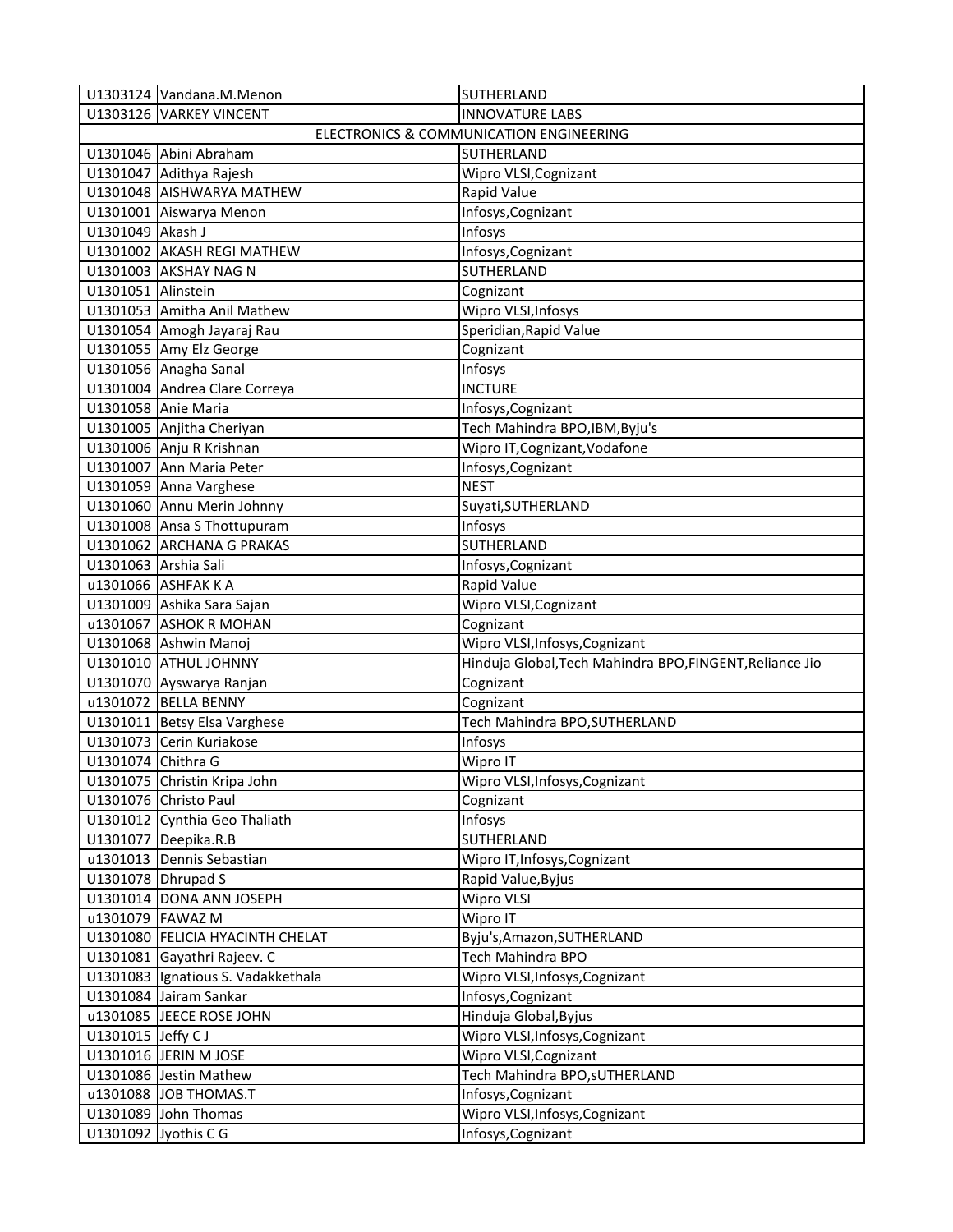| | | |
|---|---|---|
| U1303124 | Vandana.M.Menon | SUTHERLAND |
| U1303126 | VARKEY VINCENT | INNOVATURE LABS |
| ELECTRONICS & COMMUNICATION ENGINEERING | | |
| U1301046 | Abini Abraham | SUTHERLAND |
| U1301047 | Adithya Rajesh | Wipro VLSI,Cognizant |
| U1301048 | AISHWARYA MATHEW | Rapid Value |
| U1301001 | Aiswarya Menon | Infosys,Cognizant |
| U1301049 | Akash J | Infosys |
| U1301002 | AKASH REGI MATHEW | Infosys,Cognizant |
| U1301003 | AKSHAY NAG N | SUTHERLAND |
| U1301051 | Alinstein | Cognizant |
| U1301053 | Amitha Anil Mathew | Wipro VLSI,Infosys |
| U1301054 | Amogh Jayaraj Rau | Speridian,Rapid Value |
| U1301055 | Amy Elz George | Cognizant |
| U1301056 | Anagha Sanal | Infosys |
| U1301004 | Andrea Clare Correya | INCTURE |
| U1301058 | Anie Maria | Infosys,Cognizant |
| U1301005 | Anjitha Cheriyan | Tech Mahindra BPO,IBM,Byju's |
| U1301006 | Anju R Krishnan | Wipro IT,Cognizant,Vodafone |
| U1301007 | Ann Maria Peter | Infosys,Cognizant |
| U1301059 | Anna Varghese | NEST |
| U1301060 | Annu Merin Johnny | Suyati,SUTHERLAND |
| U1301008 | Ansa S Thottupuram | Infosys |
| U1301062 | ARCHANA G PRAKAS | SUTHERLAND |
| U1301063 | Arshia Sali | Infosys,Cognizant |
| u1301066 | ASHFAK K A | Rapid Value |
| U1301009 | Ashika Sara Sajan | Wipro VLSI,Cognizant |
| u1301067 | ASHOK R MOHAN | Cognizant |
| U1301068 | Ashwin Manoj | Wipro VLSI,Infosys,Cognizant |
| U1301010 | ATHUL JOHNNY | Hinduja Global,Tech Mahindra BPO,FINGENT,Reliance Jio |
| U1301070 | Ayswarya Ranjan | Cognizant |
| u1301072 | BELLA BENNY | Cognizant |
| U1301011 | Betsy Elsa Varghese | Tech Mahindra BPO,SUTHERLAND |
| U1301073 | Cerin Kuriakose | Infosys |
| U1301074 | Chithra G | Wipro IT |
| U1301075 | Christin Kripa John | Wipro VLSI,Infosys,Cognizant |
| U1301076 | Christo Paul | Cognizant |
| U1301012 | Cynthia Geo Thaliath | Infosys |
| U1301077 | Deepika.R.B | SUTHERLAND |
| u1301013 | Dennis Sebastian | Wipro IT,Infosys,Cognizant |
| U1301078 | Dhrupad S | Rapid Value,Byjus |
| U1301014 | DONA ANN JOSEPH | Wipro VLSI |
| u1301079 | FAWAZ M | Wipro IT |
| U1301080 | FELICIA HYACINTH CHELAT | Byju's,Amazon,SUTHERLAND |
| U1301081 | Gayathri Rajeev. C | Tech Mahindra BPO |
| U1301083 | Ignatious S. Vadakkethala | Wipro VLSI,Infosys,Cognizant |
| U1301084 | Jairam Sankar | Infosys,Cognizant |
| u1301085 | JEECE ROSE JOHN | Hinduja Global,Byjus |
| U1301015 | Jeffy C J | Wipro VLSI,Infosys,Cognizant |
| U1301016 | JERIN M JOSE | Wipro VLSI,Cognizant |
| U1301086 | Jestin Mathew | Tech Mahindra BPO,sUTHERLAND |
| u1301088 | JOB THOMAS.T | Infosys,Cognizant |
| U1301089 | John Thomas | Wipro VLSI,Infosys,Cognizant |
| U1301092 | Jyothis C G | Infosys,Cognizant |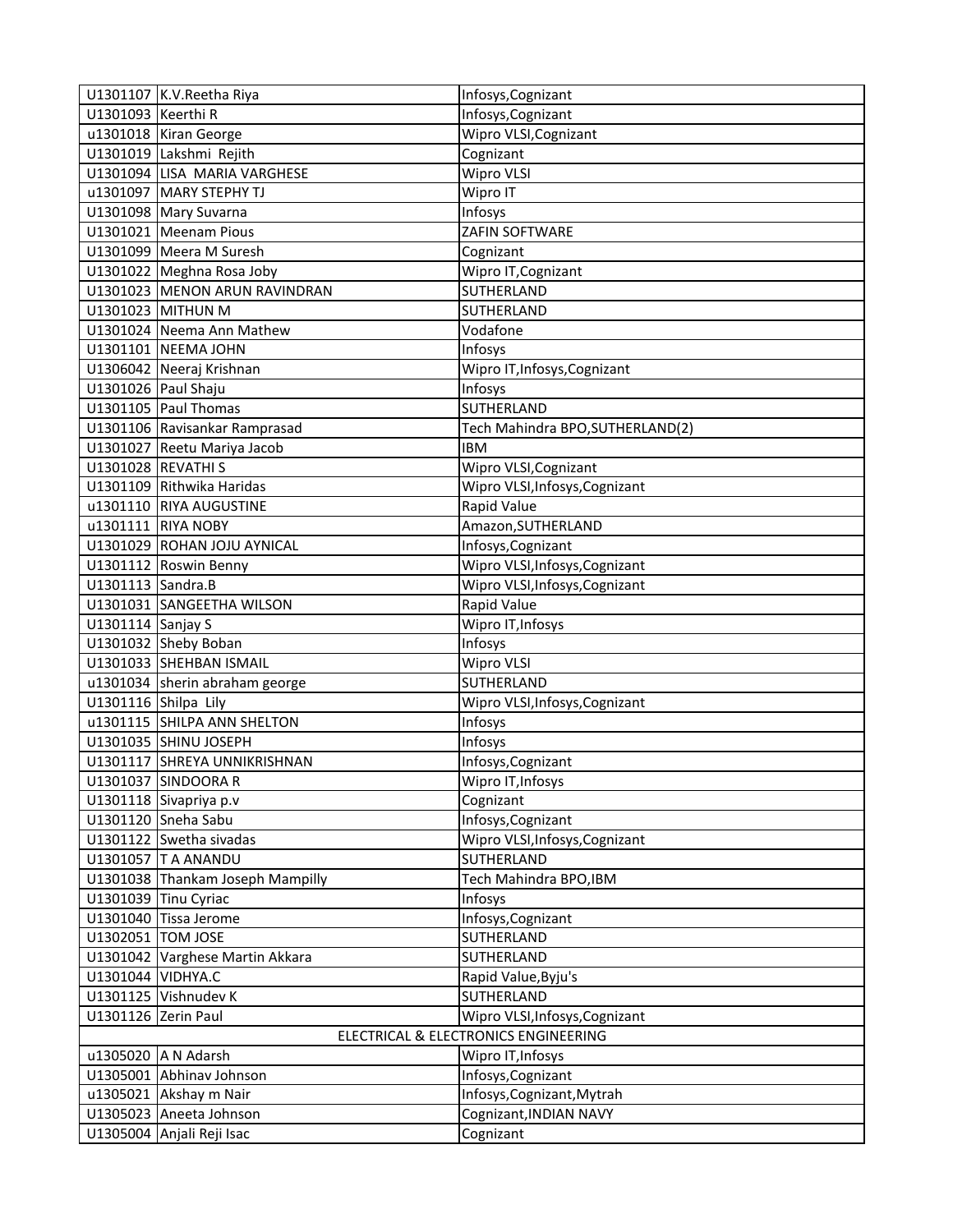| | | |
|---|---|---|
| U1301107 | K.V.Reetha Riya | Infosys,Cognizant |
| U1301093 | Keerthi R | Infosys,Cognizant |
| u1301018 | Kiran George | Wipro VLSI,Cognizant |
| U1301019 | Lakshmi  Rejith | Cognizant |
| U1301094 | LISA  MARIA VARGHESE | Wipro VLSI |
| u1301097 | MARY STEPHY TJ | Wipro IT |
| U1301098 | Mary Suvarna | Infosys |
| U1301021 | Meenam Pious | ZAFIN SOFTWARE |
| U1301099 | Meera M Suresh | Cognizant |
| U1301022 | Meghna Rosa Joby | Wipro IT,Cognizant |
| U1301023 | MENON ARUN RAVINDRAN | SUTHERLAND |
| U1301023 | MITHUN M | SUTHERLAND |
| U1301024 | Neema Ann Mathew | Vodafone |
| U1301101 | NEEMA JOHN | Infosys |
| U1306042 | Neeraj Krishnan | Wipro IT,Infosys,Cognizant |
| U1301026 | Paul Shaju | Infosys |
| U1301105 | Paul Thomas | SUTHERLAND |
| U1301106 | Ravisankar Ramprasad | Tech Mahindra BPO,SUTHERLAND(2) |
| U1301027 | Reetu Mariya Jacob | IBM |
| U1301028 | REVATHI S | Wipro VLSI,Cognizant |
| U1301109 | Rithwika Haridas | Wipro VLSI,Infosys,Cognizant |
| u1301110 | RIYA AUGUSTINE | Rapid Value |
| u1301111 | RIYA NOBY | Amazon,SUTHERLAND |
| U1301029 | ROHAN JOJU AYNICAL | Infosys,Cognizant |
| U1301112 | Roswin Benny | Wipro VLSI,Infosys,Cognizant |
| U1301113 | Sandra.B | Wipro VLSI,Infosys,Cognizant |
| U1301031 | SANGEETHA WILSON | Rapid Value |
| U1301114 | Sanjay S | Wipro IT,Infosys |
| U1301032 | Sheby Boban | Infosys |
| U1301033 | SHEHBAN ISMAIL | Wipro VLSI |
| u1301034 | sherin abraham george | SUTHERLAND |
| U1301116 | Shilpa  Lily | Wipro VLSI,Infosys,Cognizant |
| u1301115 | SHILPA ANN SHELTON | Infosys |
| U1301035 | SHINU JOSEPH | Infosys |
| U1301117 | SHREYA UNNIKRISHNAN | Infosys,Cognizant |
| U1301037 | SINDOORA R | Wipro IT,Infosys |
| U1301118 | Sivapriya p.v | Cognizant |
| U1301120 | Sneha Sabu | Infosys,Cognizant |
| U1301122 | Swetha sivadas | Wipro VLSI,Infosys,Cognizant |
| U1301057 | T A ANANDU | SUTHERLAND |
| U1301038 | Thankam Joseph Mampilly | Tech Mahindra BPO,IBM |
| U1301039 | Tinu Cyriac | Infosys |
| U1301040 | Tissa Jerome | Infosys,Cognizant |
| U1302051 | TOM JOSE | SUTHERLAND |
| U1301042 | Varghese Martin Akkara | SUTHERLAND |
| U1301044 | VIDHYA.C | Rapid Value,Byju's |
| U1301125 | Vishnudev K | SUTHERLAND |
| U1301126 | Zerin Paul | Wipro VLSI,Infosys,Cognizant |
| | ELECTRICAL & ELECTRONICS ENGINEERING | |
| u1305020 | A N Adarsh | Wipro IT,Infosys |
| U1305001 | Abhinav Johnson | Infosys,Cognizant |
| u1305021 | Akshay m Nair | Infosys,Cognizant,Mytrah |
| U1305023 | Aneeta Johnson | Cognizant,INDIAN NAVY |
| U1305004 | Anjali Reji Isac | Cognizant |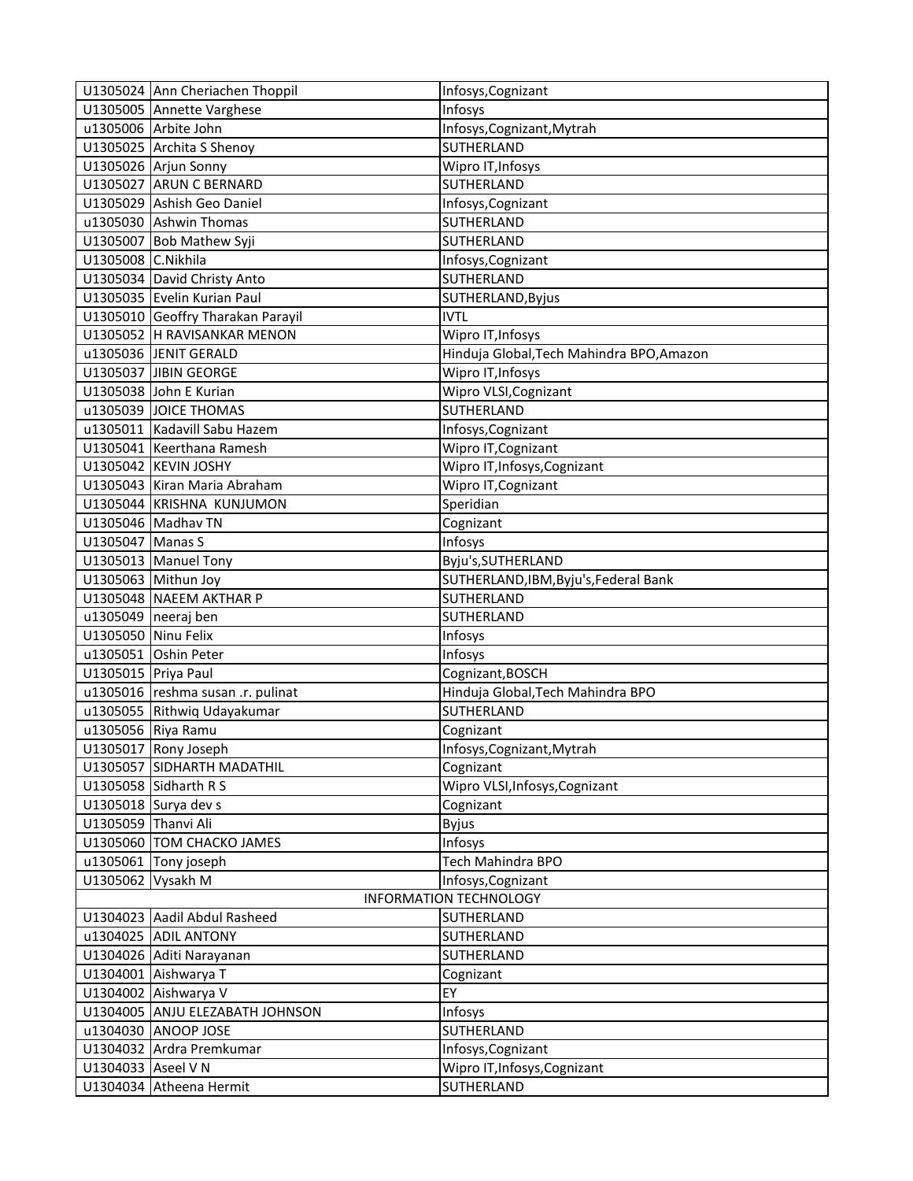| | | |
|---|---|---|
| U1305024 | Ann Cheriachen Thoppil | Infosys,Cognizant |
| U1305005 | Annette Varghese | Infosys |
| u1305006 | Arbite John | Infosys,Cognizant,Mytrah |
| U1305025 | Archita S Shenoy | SUTHERLAND |
| U1305026 | Arjun Sonny | Wipro IT,Infosys |
| U1305027 | ARUN C BERNARD | SUTHERLAND |
| U1305029 | Ashish Geo Daniel | Infosys,Cognizant |
| u1305030 | Ashwin Thomas | SUTHERLAND |
| U1305007 | Bob Mathew Syji | SUTHERLAND |
| U1305008 | C.Nikhila | Infosys,Cognizant |
| U1305034 | David Christy Anto | SUTHERLAND |
| U1305035 | Evelin Kurian Paul | SUTHERLAND,Byjus |
| U1305010 | Geoffry Tharakan Parayil | IVTL |
| U1305052 | H RAVISANKAR MENON | Wipro IT,Infosys |
| u1305036 | JENIT GERALD | Hinduja Global,Tech Mahindra BPO,Amazon |
| U1305037 | JIBIN GEORGE | Wipro IT,Infosys |
| U1305038 | John E Kurian | Wipro VLSI,Cognizant |
| u1305039 | JOICE THOMAS | SUTHERLAND |
| u1305011 | Kadavill Sabu Hazem | Infosys,Cognizant |
| U1305041 | Keerthana Ramesh | Wipro IT,Cognizant |
| U1305042 | KEVIN JOSHY | Wipro IT,Infosys,Cognizant |
| U1305043 | Kiran Maria Abraham | Wipro IT,Cognizant |
| U1305044 | KRISHNA KUNJUMON | Speridian |
| U1305046 | Madhav TN | Cognizant |
| U1305047 | Manas S | Infosys |
| U1305013 | Manuel Tony | Byju's,SUTHERLAND |
| U1305063 | Mithun Joy | SUTHERLAND,IBM,Byju's,Federal Bank |
| U1305048 | NAEEM AKTHAR P | SUTHERLAND |
| u1305049 | neeraj ben | SUTHERLAND |
| U1305050 | Ninu Felix | Infosys |
| u1305051 | Oshin Peter | Infosys |
| U1305015 | Priya Paul | Cognizant,BOSCH |
| u1305016 | reshma susan .r. pulinat | Hinduja Global,Tech Mahindra BPO |
| u1305055 | Rithwiq Udayakumar | SUTHERLAND |
| u1305056 | Riya Ramu | Cognizant |
| U1305017 | Rony Joseph | Infosys,Cognizant,Mytrah |
| U1305057 | SIDHARTH MADATHIL | Cognizant |
| U1305058 | Sidharth R S | Wipro VLSI,Infosys,Cognizant |
| U1305018 | Surya dev s | Cognizant |
| U1305059 | Thanvi Ali | Byjus |
| U1305060 | TOM CHACKO JAMES | Infosys |
| u1305061 | Tony joseph | Tech Mahindra BPO |
| U1305062 | Vysakh M | Infosys,Cognizant |
| | INFORMATION TECHNOLOGY | |
| U1304023 | Aadil Abdul Rasheed | SUTHERLAND |
| u1304025 | ADIL ANTONY | SUTHERLAND |
| U1304026 | Aditi Narayanan | SUTHERLAND |
| U1304001 | Aishwarya T | Cognizant |
| U1304002 | Aishwarya V | EY |
| U1304005 | ANJU ELEZABATH JOHNSON | Infosys |
| u1304030 | ANOOP JOSE | SUTHERLAND |
| U1304032 | Ardra Premkumar | Infosys,Cognizant |
| U1304033 | Aseel V N | Wipro IT,Infosys,Cognizant |
| U1304034 | Atheena Hermit | SUTHERLAND |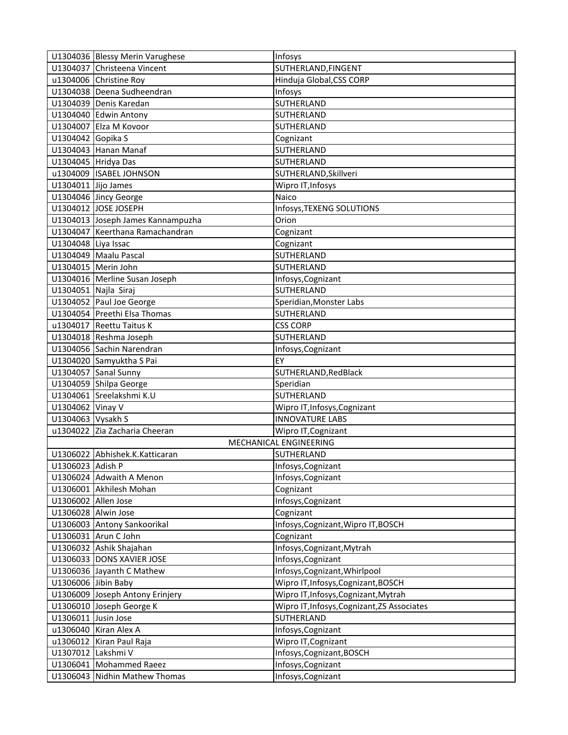| | | |
|---|---|---|
| U1304036 | Blessy Merin Varughese | Infosys |
| U1304037 | Christeena Vincent | SUTHERLAND,FINGENT |
| u1304006 | Christine Roy | Hinduja Global,CSS CORP |
| U1304038 | Deena Sudheendran | Infosys |
| U1304039 | Denis Karedan | SUTHERLAND |
| U1304040 | Edwin Antony | SUTHERLAND |
| U1304007 | Elza M Kovoor | SUTHERLAND |
| U1304042 | Gopika S | Cognizant |
| U1304043 | Hanan Manaf | SUTHERLAND |
| U1304045 | Hridya Das | SUTHERLAND |
| u1304009 | ISABEL JOHNSON | SUTHERLAND,Skillveri |
| U1304011 | Jijo James | Wipro IT,Infosys |
| U1304046 | Jincy George | Naico |
| U1304012 | JOSE JOSEPH | Infosys,TEXENG SOLUTIONS |
| U1304013 | Joseph James Kannampuzha | Orion |
| U1304047 | Keerthana Ramachandran | Cognizant |
| U1304048 | Liya Issac | Cognizant |
| U1304049 | Maalu Pascal | SUTHERLAND |
| U1304015 | Merin John | SUTHERLAND |
| U1304016 | Merline Susan Joseph | Infosys,Cognizant |
| U1304051 | Najla Siraj | SUTHERLAND |
| U1304052 | Paul Joe George | Speridian,Monster Labs |
| U1304054 | Preethi Elsa Thomas | SUTHERLAND |
| u1304017 | Reettu Taitus K | CSS CORP |
| U1304018 | Reshma Joseph | SUTHERLAND |
| U1304056 | Sachin Narendran | Infosys,Cognizant |
| U1304020 | Samyuktha S Pai | EY |
| U1304057 | Sanal Sunny | SUTHERLAND,RedBlack |
| U1304059 | Shilpa George | Speridian |
| U1304061 | Sreelakshmi K.U | SUTHERLAND |
| U1304062 | Vinay V | Wipro IT,Infosys,Cognizant |
| U1304063 | Vysakh S | INNOVATURE LABS |
| u1304022 | Zia Zacharia Cheeran | Wipro IT,Cognizant |
| | MECHANICAL ENGINEERING | |
| U1306022 | Abhishek.K.Katticaran | SUTHERLAND |
| U1306023 | Adish P | Infosys,Cognizant |
| U1306024 | Adwaith A Menon | Infosys,Cognizant |
| U1306001 | Akhilesh Mohan | Cognizant |
| U1306002 | Allen Jose | Infosys,Cognizant |
| U1306028 | Alwin Jose | Cognizant |
| U1306003 | Antony Sankoorikal | Infosys,Cognizant,Wipro IT,BOSCH |
| U1306031 | Arun C John | Cognizant |
| U1306032 | Ashik Shajahan | Infosys,Cognizant,Mytrah |
| U1306033 | DONS XAVIER JOSE | Infosys,Cognizant |
| U1306036 | Jayanth C Mathew | Infosys,Cognizant,Whirlpool |
| U1306006 | Jibin Baby | Wipro IT,Infosys,Cognizant,BOSCH |
| U1306009 | Joseph Antony Erinjery | Wipro IT,Infosys,Cognizant,Mytrah |
| U1306010 | Joseph George K | Wipro IT,Infosys,Cognizant,ZS Associates |
| U1306011 | Jusin Jose | SUTHERLAND |
| u1306040 | Kiran Alex A | Infosys,Cognizant |
| u1306012 | Kiran Paul Raja | Wipro IT,Cognizant |
| U1307012 | Lakshmi V | Infosys,Cognizant,BOSCH |
| U1306041 | Mohammed Raeez | Infosys,Cognizant |
| U1306043 | Nidhin Mathew Thomas | Infosys,Cognizant |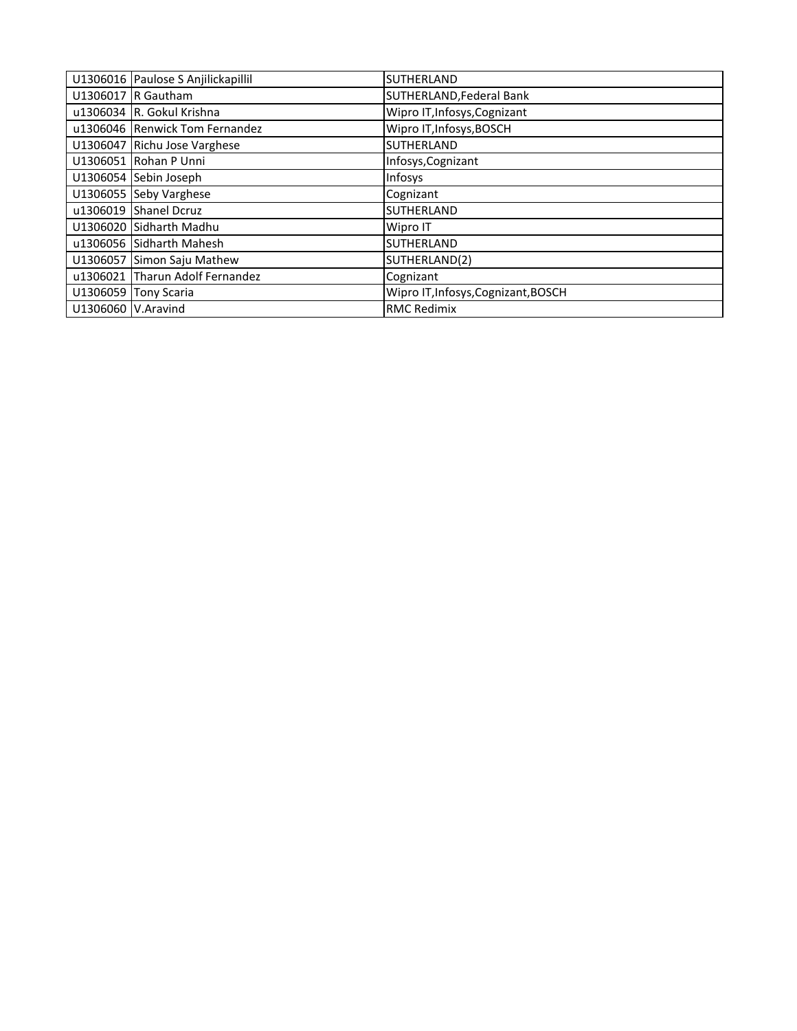| | | |
|---|---|---|
| U1306016 | Paulose S Anjilickapillil | SUTHERLAND |
| U1306017 | R Gautham | SUTHERLAND,Federal Bank |
| u1306034 | R. Gokul Krishna | Wipro IT,Infosys,Cognizant |
| u1306046 | Renwick Tom Fernandez | Wipro IT,Infosys,BOSCH |
| U1306047 | Richu Jose Varghese | SUTHERLAND |
| U1306051 | Rohan P Unni | Infosys,Cognizant |
| U1306054 | Sebin Joseph | Infosys |
| U1306055 | Seby Varghese | Cognizant |
| u1306019 | Shanel Dcruz | SUTHERLAND |
| U1306020 | Sidharth Madhu | Wipro IT |
| u1306056 | Sidharth Mahesh | SUTHERLAND |
| U1306057 | Simon Saju Mathew | SUTHERLAND(2) |
| u1306021 | Tharun Adolf Fernandez | Cognizant |
| U1306059 | Tony Scaria | Wipro IT,Infosys,Cognizant,BOSCH |
| U1306060 | V.Aravind | RMC Redimix |